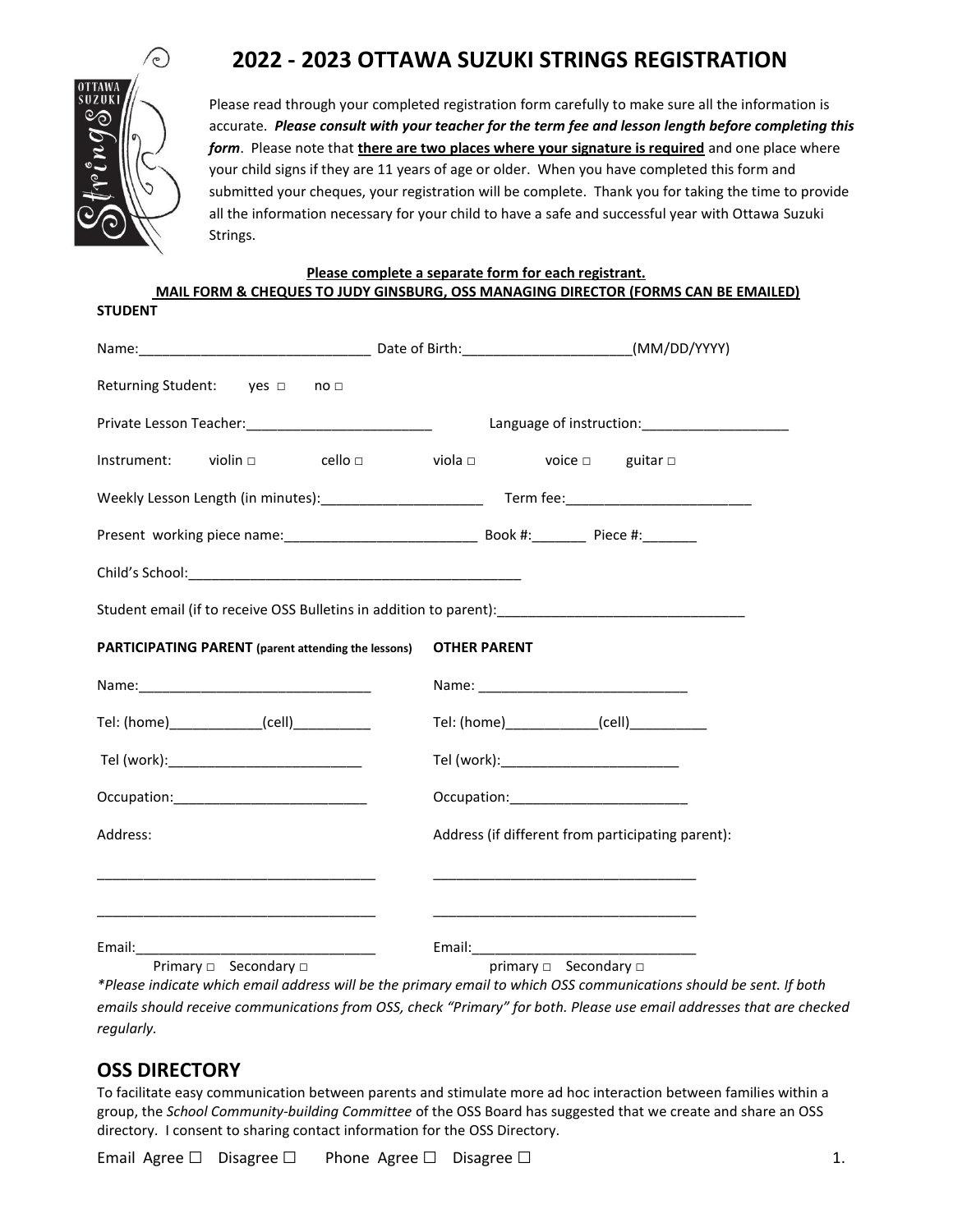# 2022 - 2023 OTTAWA SUZUKI STRINGS REGISTRATION

Please read through your completed registration form carefully to make sure all the information is accurate. ***Please consult with your teacher for the term fee and lesson length before completing this form***. Please note that **there are two places where your signature is required** and one place where your child signs if they are 11 years of age or older. When you have completed this form and submitted your cheques, your registration will be complete. Thank you for taking the time to provide all the information necessary for your child to have a safe and successful year with Ottawa Suzuki Strings.

**Please complete a separate form for each registrant.**

**MAIL FORM & CHEQUES TO JUDY GINSBURG, OSS MANAGING DIRECTOR (FORMS CAN BE EMAILED)**

**STUDENT**

Name:______________________________ Date of Birth:_____________________(MM/DD/YYYY)

Returning Student: yes □ no □

Private Lesson Teacher:________________________ Language of instruction:___________________

Instrument: violin □ cello □ viola □ voice □ guitar □

Weekly Lesson Length (in minutes):_____________________ Term fee:________________________

Present working piece name:_________________________ Book #:_______ Piece #:_______

Child's School:____________________________________________

Student email (if to receive OSS Bulletins in addition to parent):_______________________________

**PARTICIPATING PARENT** (parent attending the lessons)

Name:______________________________

Tel: (home)____________(cell)__________

Tel (work):_________________________

Occupation:_________________________

Address:

___________________________________

___________________________________

Email:______________________________

Primary □ Secondary □

**OTHER PARENT**

Name: ___________________________

Tel: (home)____________(cell)__________

Tel (work):_______________________

Occupation:_______________________

Address (if different from participating parent):

__________________________________

__________________________________

Email:____________________________

primary □ Secondary □

*\*Please indicate which email address will be the primary email to which OSS communications should be sent. If both emails should receive communications from OSS, check "Primary" for both. Please use email addresses that are checked regularly.*

## OSS DIRECTORY

To facilitate easy communication between parents and stimulate more ad hoc interaction between families within a group, the *School Community-building Committee* of the OSS Board has suggested that we create and share an OSS directory. I consent to sharing contact information for the OSS Directory.

Email Agree ☐ Disagree ☐ Phone Agree ☐ Disagree ☐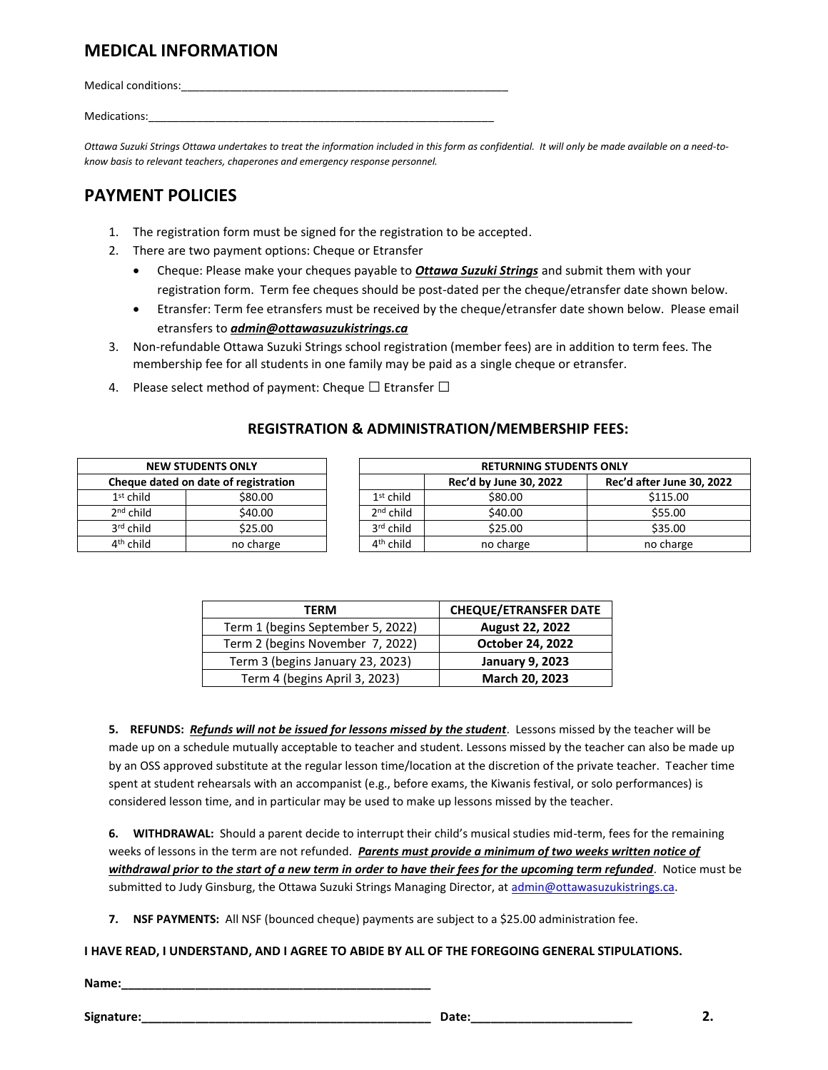## MEDICAL INFORMATION

Medical conditions:_______________________________________________________

Medications:_________________________________________________________

*Ottawa Suzuki Strings Ottawa undertakes to treat the information included in this form as confidential. It will only be made available on a need-to-know basis to relevant teachers, chaperones and emergency response personnel.*

## PAYMENT POLICIES

1. The registration form must be signed for the registration to be accepted.
2. There are two payment options: Cheque or Etransfer
   - Cheque: Please make your cheques payable to ***Ottawa Suzuki Strings*** and submit them with your registration form. Term fee cheques should be post-dated per the cheque/etransfer date shown below.
   - Etransfer: Term fee etransfers must be received by the cheque/etransfer date shown below. Please email etransfers to ***admin@ottawasuzukistrings.ca***
3. Non-refundable Ottawa Suzuki Strings school registration (member fees) are in addition to term fees. The membership fee for all students in one family may be paid as a single cheque or etransfer.
4. Please select method of payment: Cheque ☐ Etransfer ☐

### REGISTRATION & ADMINISTRATION/MEMBERSHIP FEES:

| NEW STUDENTS ONLY | |
|---|---|
| Cheque dated on date of registration | |
| 1st child | $80.00 |
| 2nd child | $40.00 |
| 3rd child | $25.00 |
| 4th child | no charge |

| RETURNING STUDENTS ONLY | | |
|---|---|---|
| | Rec'd by June 30, 2022 | Rec'd after June 30, 2022 |
| 1st child | $80.00 | $115.00 |
| 2nd child | $40.00 | $55.00 |
| 3rd child | $25.00 | $35.00 |
| 4th child | no charge | no charge |

| TERM | CHEQUE/ETRANSFER DATE |
|---|---|
| Term 1 (begins September 5, 2022) | **August 22, 2022** |
| Term 2 (begins November 7, 2022) | **October 24, 2022** |
| Term 3 (begins January 23, 2023) | **January 9, 2023** |
| Term 4 (begins April 3, 2023) | **March 20, 2023** |

**5. REFUNDS:** ***Refunds will not be issued for lessons missed by the student***. Lessons missed by the teacher will be made up on a schedule mutually acceptable to teacher and student. Lessons missed by the teacher can also be made up by an OSS approved substitute at the regular lesson time/location at the discretion of the private teacher. Teacher time spent at student rehearsals with an accompanist (e.g., before exams, the Kiwanis festival, or solo performances) is considered lesson time, and in particular may be used to make up lessons missed by the teacher.

**6. WITHDRAWAL:** Should a parent decide to interrupt their child's musical studies mid-term, fees for the remaining weeks of lessons in the term are not refunded. ***Parents must provide a minimum of two weeks written notice of withdrawal prior to the start of a new term in order to have their fees for the upcoming term refunded***. Notice must be submitted to Judy Ginsburg, the Ottawa Suzuki Strings Managing Director, at admin@ottawasuzukistrings.ca.

**7. NSF PAYMENTS:** All NSF (bounced cheque) payments are subject to a $25.00 administration fee.

**I HAVE READ, I UNDERSTAND, AND I AGREE TO ABIDE BY ALL OF THE FOREGOING GENERAL STIPULATIONS.**

**Name:**_______________________________________________

**Signature:**___________________________________________ **Date:**________________________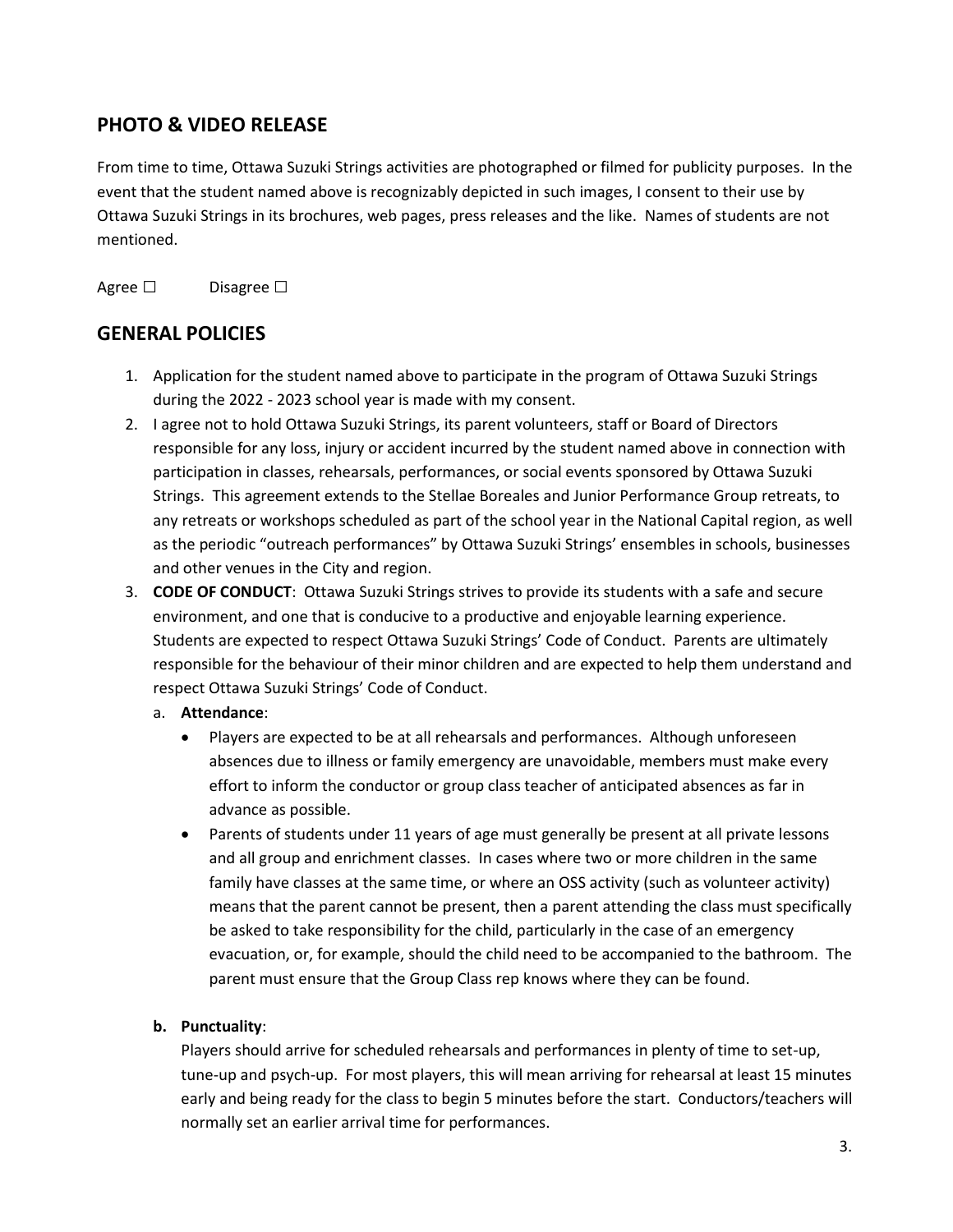## PHOTO & VIDEO RELEASE

From time to time, Ottawa Suzuki Strings activities are photographed or filmed for publicity purposes. In the event that the student named above is recognizably depicted in such images, I consent to their use by Ottawa Suzuki Strings in its brochures, web pages, press releases and the like. Names of students are not mentioned.

Agree ☐ Disagree ☐

## GENERAL POLICIES

1. Application for the student named above to participate in the program of Ottawa Suzuki Strings during the 2022 - 2023 school year is made with my consent.
2. I agree not to hold Ottawa Suzuki Strings, its parent volunteers, staff or Board of Directors responsible for any loss, injury or accident incurred by the student named above in connection with participation in classes, rehearsals, performances, or social events sponsored by Ottawa Suzuki Strings. This agreement extends to the Stellae Boreales and Junior Performance Group retreats, to any retreats or workshops scheduled as part of the school year in the National Capital region, as well as the periodic "outreach performances" by Ottawa Suzuki Strings' ensembles in schools, businesses and other venues in the City and region.
3. **CODE OF CONDUCT**: Ottawa Suzuki Strings strives to provide its students with a safe and secure environment, and one that is conducive to a productive and enjoyable learning experience. Students are expected to respect Ottawa Suzuki Strings' Code of Conduct. Parents are ultimately responsible for the behaviour of their minor children and are expected to help them understand and respect Ottawa Suzuki Strings' Code of Conduct.

   a. **Attendance**:

   - Players are expected to be at all rehearsals and performances. Although unforeseen absences due to illness or family emergency are unavoidable, members must make every effort to inform the conductor or group class teacher of anticipated absences as far in advance as possible.
   - Parents of students under 11 years of age must generally be present at all private lessons and all group and enrichment classes. In cases where two or more children in the same family have classes at the same time, or where an OSS activity (such as volunteer activity) means that the parent cannot be present, then a parent attending the class must specifically be asked to take responsibility for the child, particularly in the case of an emergency evacuation, or, for example, should the child need to be accompanied to the bathroom. The parent must ensure that the Group Class rep knows where they can be found.

   **b. Punctuality**:

   Players should arrive for scheduled rehearsals and performances in plenty of time to set-up, tune-up and psych-up. For most players, this will mean arriving for rehearsal at least 15 minutes early and being ready for the class to begin 5 minutes before the start. Conductors/teachers will normally set an earlier arrival time for performances.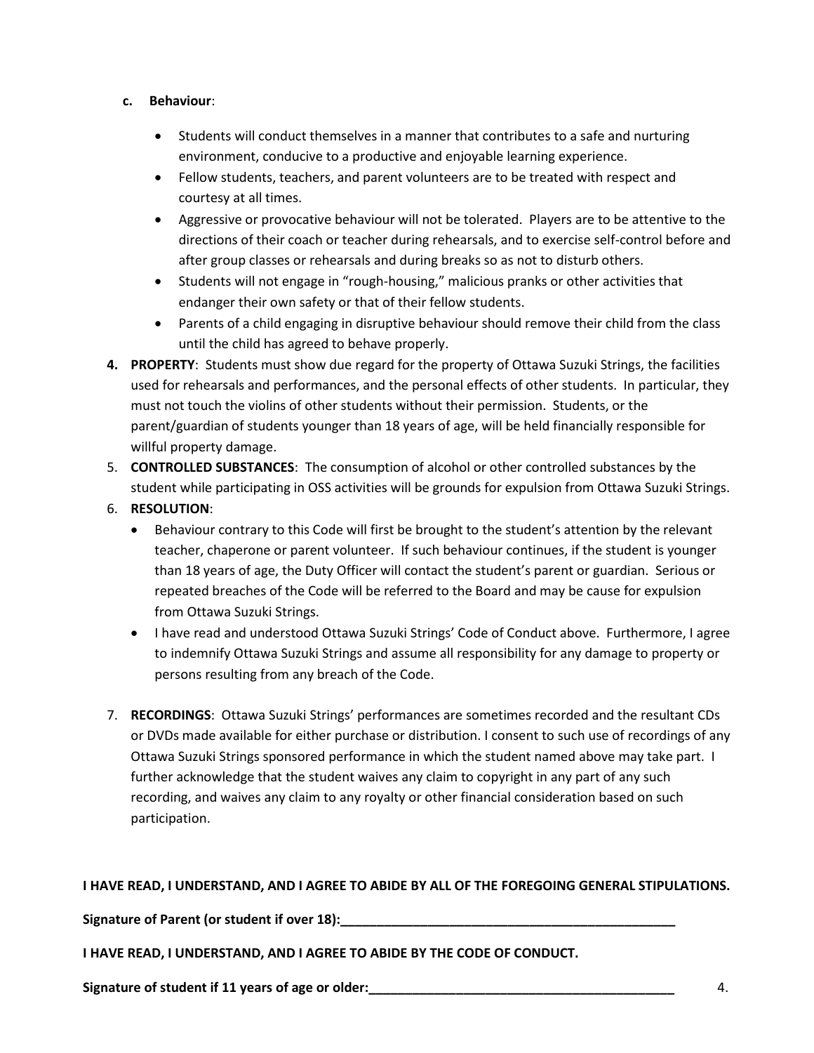c. **Behaviour**:

- Students will conduct themselves in a manner that contributes to a safe and nurturing environment, conducive to a productive and enjoyable learning experience.
- Fellow students, teachers, and parent volunteers are to be treated with respect and courtesy at all times.
- Aggressive or provocative behaviour will not be tolerated. Players are to be attentive to the directions of their coach or teacher during rehearsals, and to exercise self-control before and after group classes or rehearsals and during breaks so as not to disturb others.
- Students will not engage in "rough-housing," malicious pranks or other activities that endanger their own safety or that of their fellow students.
- Parents of a child engaging in disruptive behaviour should remove their child from the class until the child has agreed to behave properly.

4. **PROPERTY**: Students must show due regard for the property of Ottawa Suzuki Strings, the facilities used for rehearsals and performances, and the personal effects of other students. In particular, they must not touch the violins of other students without their permission. Students, or the parent/guardian of students younger than 18 years of age, will be held financially responsible for willful property damage.
5. **CONTROLLED SUBSTANCES**: The consumption of alcohol or other controlled substances by the student while participating in OSS activities will be grounds for expulsion from Ottawa Suzuki Strings.
6. **RESOLUTION**:
   - Behaviour contrary to this Code will first be brought to the student's attention by the relevant teacher, chaperone or parent volunteer. If such behaviour continues, if the student is younger than 18 years of age, the Duty Officer will contact the student's parent or guardian. Serious or repeated breaches of the Code will be referred to the Board and may be cause for expulsion from Ottawa Suzuki Strings.
   - I have read and understood Ottawa Suzuki Strings' Code of Conduct above. Furthermore, I agree to indemnify Ottawa Suzuki Strings and assume all responsibility for any damage to property or persons resulting from any breach of the Code.

7. **RECORDINGS**: Ottawa Suzuki Strings' performances are sometimes recorded and the resultant CDs or DVDs made available for either purchase or distribution. I consent to such use of recordings of any Ottawa Suzuki Strings sponsored performance in which the student named above may take part. I further acknowledge that the student waives any claim to copyright in any part of any such recording, and waives any claim to any royalty or other financial consideration based on such participation.

**I HAVE READ, I UNDERSTAND, AND I AGREE TO ABIDE BY ALL OF THE FOREGOING GENERAL STIPULATIONS.**

**Signature of Parent (or student if over 18):_______________________________________________**

**I HAVE READ, I UNDERSTAND, AND I AGREE TO ABIDE BY THE CODE OF CONDUCT.**

**Signature of student if 11 years of age or older:____________________________________________**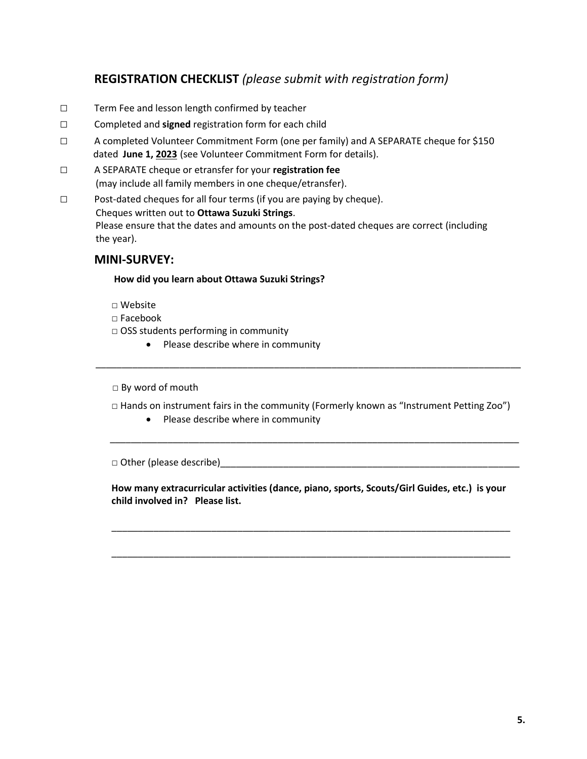## REGISTRATION CHECKLIST *(please submit with registration form)*

- ☐ Term Fee and lesson length confirmed by teacher
- ☐ Completed and **signed** registration form for each child
- ☐ A completed Volunteer Commitment Form (one per family) and A SEPARATE cheque for $150 dated **June 1, 2023** (see Volunteer Commitment Form for details).
- ☐ A SEPARATE cheque or etransfer for your **registration fee** (may include all family members in one cheque/etransfer).
- ☐ Post-dated cheques for all four terms (if you are paying by cheque). Cheques written out to **Ottawa Suzuki Strings**. Please ensure that the dates and amounts on the post-dated cheques are correct (including the year).

## MINI-SURVEY:

**How did you learn about Ottawa Suzuki Strings?**

□ Website

□ Facebook

□ OSS students performing in community

- Please describe where in community

______________________________________________________________________________

□ By word of mouth

□ Hands on instrument fairs in the community (Formerly known as "Instrument Petting Zoo")

- Please describe where in community

______________________________________________________________________________

□ Other (please describe)______________________________________________________

**How many extracurricular activities (dance, piano, sports, Scouts/Girl Guides, etc.) is your child involved in? Please list.**

______________________________________________________________________________

______________________________________________________________________________